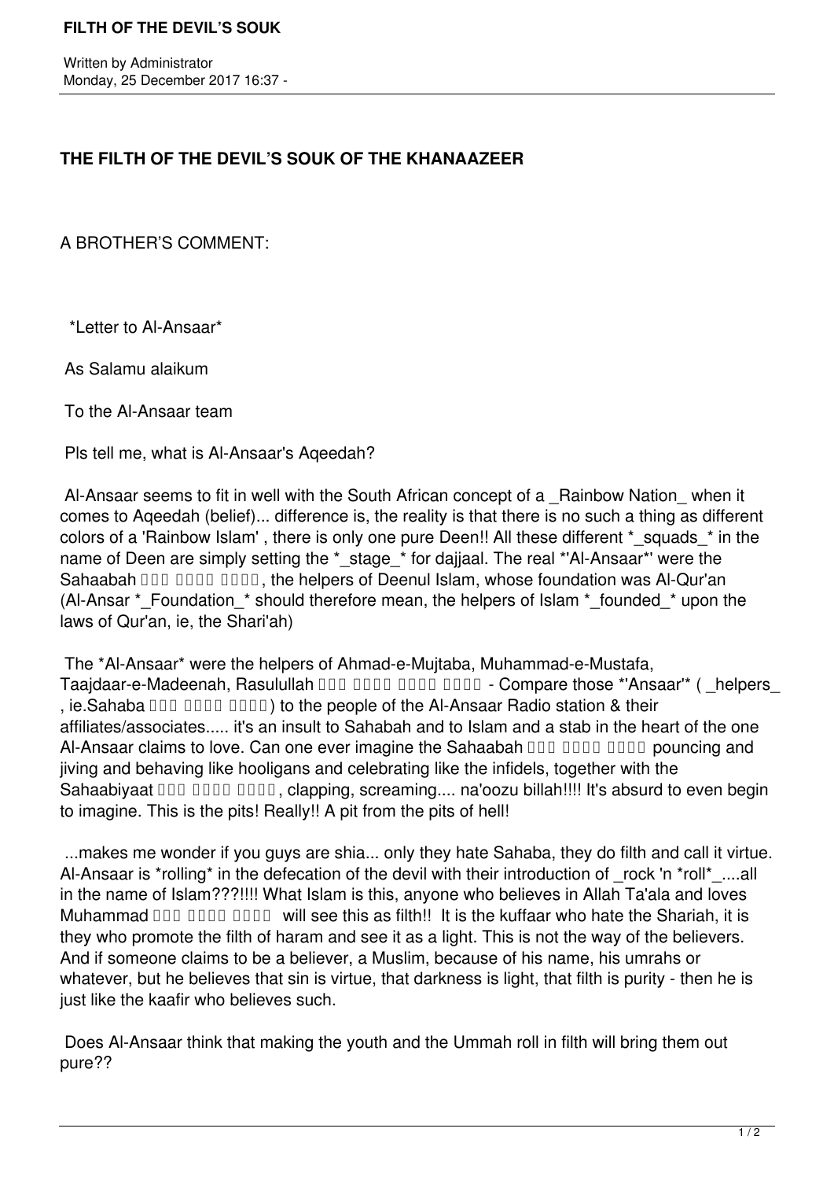# THE FILTH OF THE DEVIL'S SOUK OF THE KHANAAZEER

A BROTHER'S COMMENT:

*Letter to Al-Ansaar*

As Salamu alaikum

To the Al-Ansaar team

Pls tell me, what is Al-Ansaar's Aqeedah?

Al-Ansaar seems to fit in well with the South African concept of a _Rainbow Nation_ when it comes to Aqeedah (belief)... difference is, the reality is that there is no such a thing as different colors of a 'Rainbow Islam' , there is only one pure Deen!! All these different *_squads_* in the name of Deen are simply setting the *_stage_* for dajjaal. The real *'Al-Ansaar*' were the Sahaabah ��� ���� ����, the helpers of Deenul Islam, whose foundation was Al-Qur'an (Al-Ansar *_Foundation_* should therefore mean, the helpers of Islam *_founded_* upon the laws of Qur'an, ie, the Shari'ah)

The *Al-Ansaar* were the helpers of Ahmad-e-Mujtaba, Muhammad-e-Mustafa, Taajdaar-e-Madeenah, Rasulullah ��� ���� ���� ���� - Compare those *'Ansaar'* ( _helpers_ , ie.Sahaba ��� ���� ����) to the people of the Al-Ansaar Radio station & their affiliates/associates..... it's an insult to Sahabah and to Islam and a stab in the heart of the one Al-Ansaar claims to love. Can one ever imagine the Sahaabah ��� ���� ���� pouncing and jiving and behaving like hooligans and celebrating like the infidels, together with the Sahaabiyaat ��� ���� ����, clapping, screaming.... na'oozu billah!!!! It's absurd to even begin to imagine. This is the pits! Really!! A pit from the pits of hell!

...makes me wonder if you guys are shia... only they hate Sahaba, they do filth and call it virtue. Al-Ansaar is *rolling* in the defecation of the devil with their introduction of _rock 'n *roll*_....all in the name of Islam???!!!! What Islam is this, anyone who believes in Allah Ta'ala and loves Muhammad ��� ���� ���� will see this as filth!! It is the kuffaar who hate the Shariah, it is they who promote the filth of haram and see it as a light. This is not the way of the believers. And if someone claims to be a believer, a Muslim, because of his name, his umrahs or whatever, but he believes that sin is virtue, that darkness is light, that filth is purity - then he is just like the kaafir who believes such.

Does Al-Ansaar think that making the youth and the Ummah roll in filth will bring them out pure??